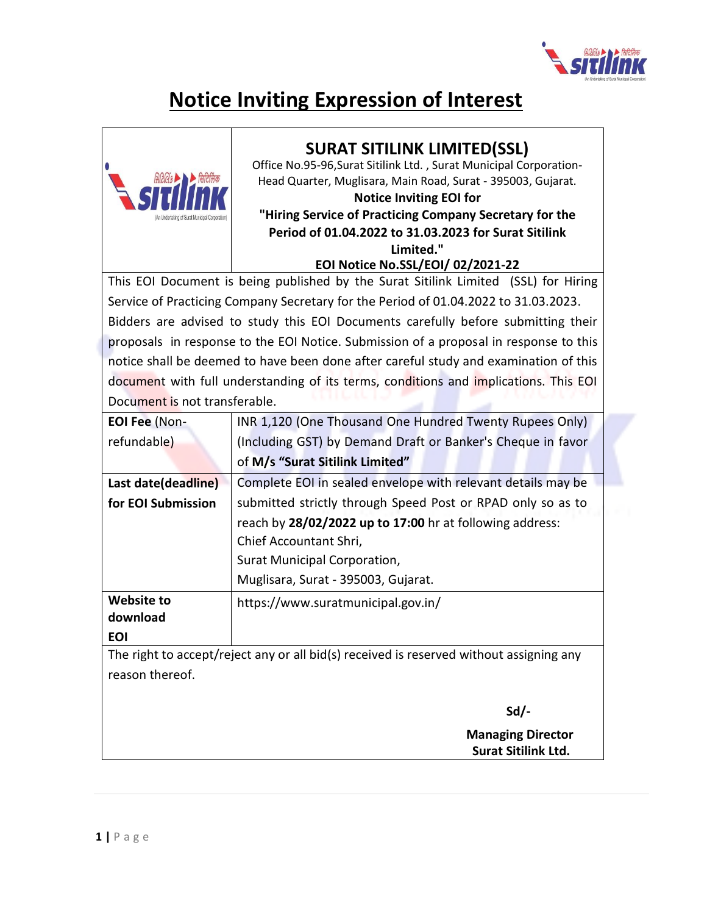# Notice Inviting Expression of Interest

## SURAT SITILINK LIMITED(SSL)

Office No.95-96,Surat Sitilink Ltd. , Surat Municipal Corporation-Head Quarter, Muglisara, Main Road, Surat - 395003, Gujarat.

**Notice Inviting EOI for**

**"Hiring Service of Practicing Company Secretary for the Period of 01.04.2022 to 31.03.2023 for Surat Sitilink Limited."**

**EOI Notice No.SSL/EOI/ 02/2021-22**

This EOI Document is being published by the Surat Sitilink Limited (SSL) for Hiring Service of Practicing Company Secretary for the Period of 01.04.2022 to 31.03.2023. Bidders are advised to study this EOI Documents carefully before submitting their proposals in response to the EOI Notice. Submission of a proposal in response to this notice shall be deemed to have been done after careful study and examination of this document with full understanding of its terms, conditions and implications. This EOI Document is not transferable.

| | |
|---|---|
| **EOI Fee** (Non-refundable) | INR 1,120 (One Thousand One Hundred Twenty Rupees Only) (Including GST) by Demand Draft or Banker's Cheque in favor of **M/s "Surat Sitilink Limited"** |
| **Last date(deadline) for EOI Submission** | Complete EOI in sealed envelope with relevant details may be submitted strictly through Speed Post or RPAD only so as to reach by **28/02/2022 up to 17:00** hr at following address:<br>Chief Accountant Shri,<br>Surat Municipal Corporation,<br>Muglisara, Surat - 395003, Gujarat. |
| **Website to download EOI** | https://www.suratmunicipal.gov.in/ |

The right to accept/reject any or all bid(s) received is reserved without assigning any reason thereof.

**Sd/-**

**Managing Director**
**Surat Sitilink Ltd.**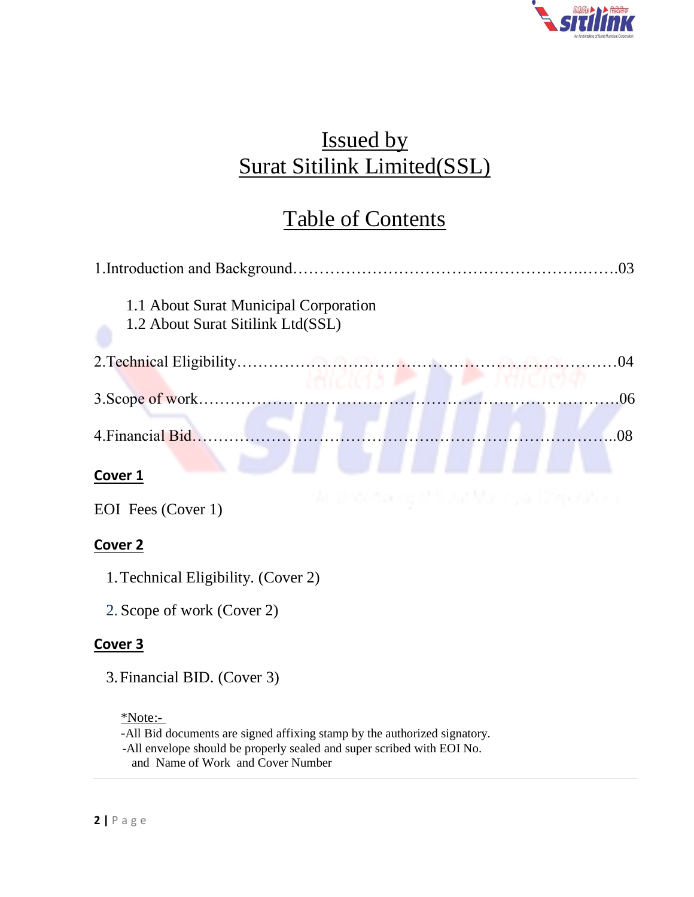# Issued by
# Surat Sitilink Limited(SSL)

## Table of Contents

1.Introduction and Background………………………………………………..…….03

1.1 About Surat Municipal Corporation
1.2 About Surat Sitilink Ltd(SSL)

2.Technical Eligibility………………………………………………………………04

3.Scope of work……………………………………….……………………….06

4.Financial Bid…………………………………….……………………………..08

**Cover 1**

EOI Fees (Cover 1)

**Cover 2**

1. Technical Eligibility. (Cover 2)
2. Scope of work (Cover 2)

**Cover 3**

3. Financial BID. (Cover 3)

*Note:-
-All Bid documents are signed affixing stamp by the authorized signatory.
-All envelope should be properly sealed and super scribed with EOI No. and Name of Work and Cover Number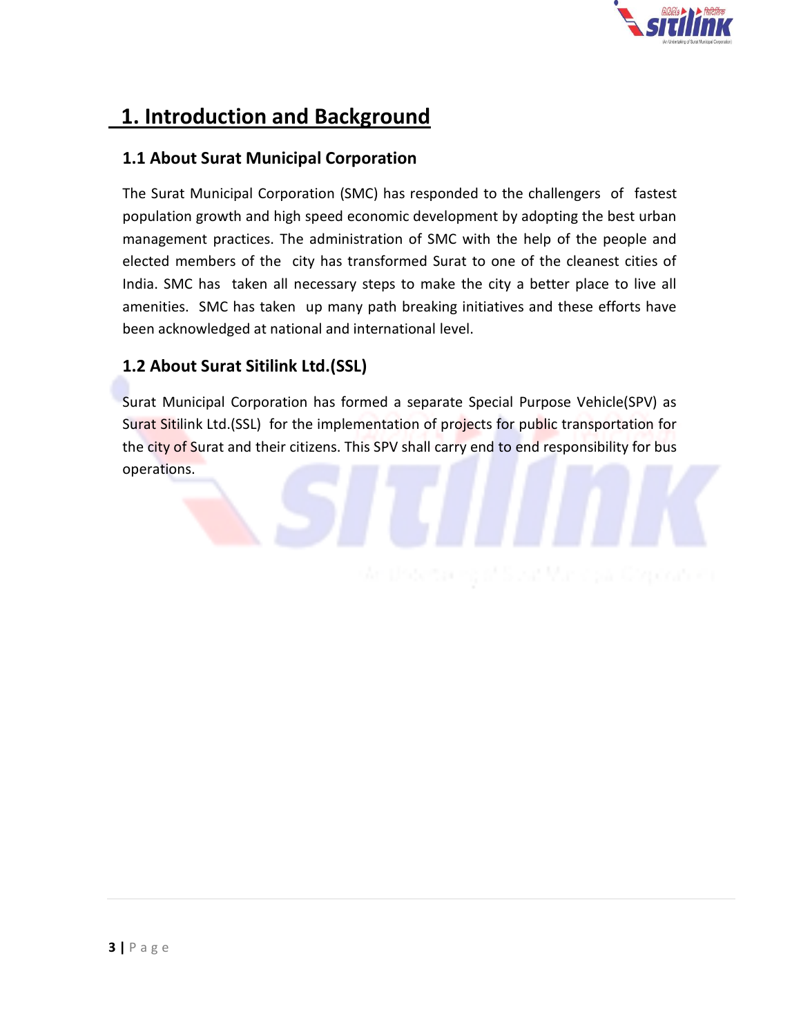# 1. Introduction and Background

## 1.1 About Surat Municipal Corporation

The Surat Municipal Corporation (SMC) has responded to the challengers of fastest population growth and high speed economic development by adopting the best urban management practices. The administration of SMC with the help of the people and elected members of the city has transformed Surat to one of the cleanest cities of India. SMC has taken all necessary steps to make the city a better place to live all amenities. SMC has taken up many path breaking initiatives and these efforts have been acknowledged at national and international level.

## 1.2 About Surat Sitilink Ltd.(SSL)

Surat Municipal Corporation has formed a separate Special Purpose Vehicle(SPV) as Surat Sitilink Ltd.(SSL) for the implementation of projects for public transportation for the city of Surat and their citizens. This SPV shall carry end to end responsibility for bus operations.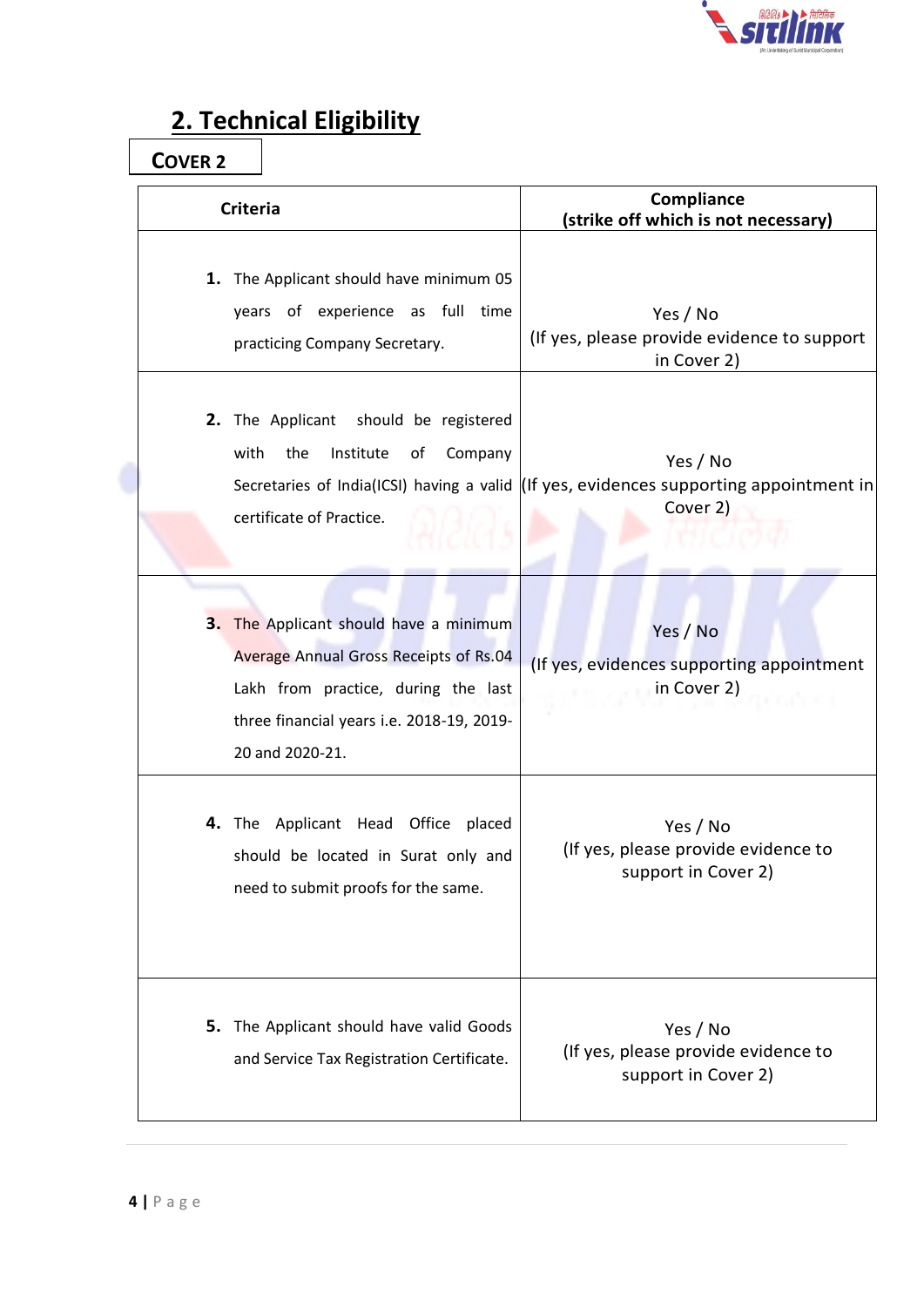## 2. Technical Eligibility

**COVER 2**

| Criteria | Compliance<br>(strike off which is not necessary) |
|---|---|
| **1.** The Applicant should have minimum 05 years of experience as full time practicing Company Secretary. | Yes / No<br>(If yes, please provide evidence to support in Cover 2) |
| **2.** The Applicant should be registered with the Institute of Company Secretaries of India(ICSI) having a valid certificate of Practice. | Yes / No<br>(If yes, evidences supporting appointment in Cover 2) |
| **3.** The Applicant should have a minimum Average Annual Gross Receipts of Rs.04 Lakh from practice, during the last three financial years i.e. 2018-19, 2019-20 and 2020-21. | Yes / No<br>(If yes, evidences supporting appointment in Cover 2) |
| **4.** The Applicant Head Office placed should be located in Surat only and need to submit proofs for the same. | Yes / No<br>(If yes, please provide evidence to support in Cover 2) |
| **5.** The Applicant should have valid Goods and Service Tax Registration Certificate. | Yes / No<br>(If yes, please provide evidence to support in Cover 2) |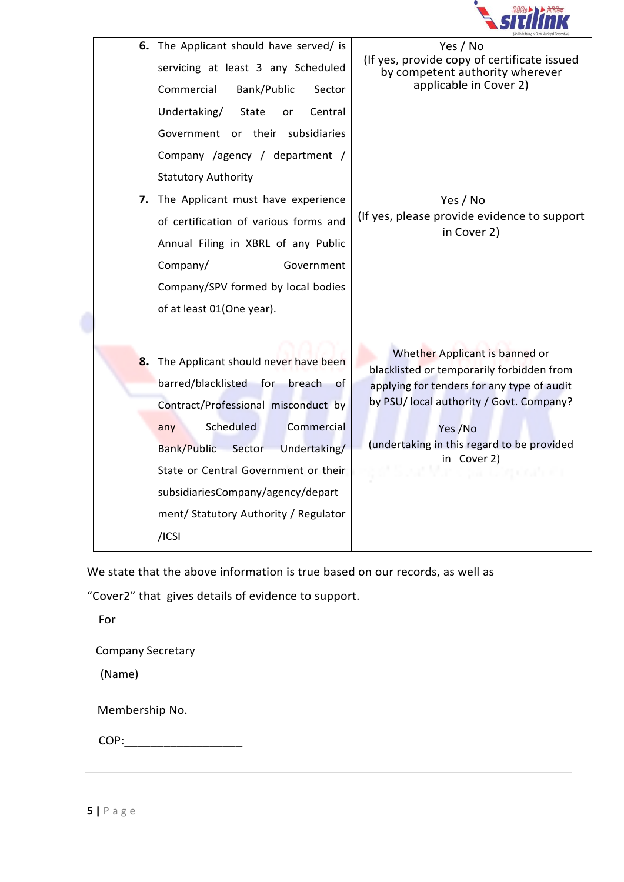| | |
|---|---|
| **6.** The Applicant should have served/ is servicing at least 3 any Scheduled Commercial Bank/Public Sector Undertaking/ State or Central Government or their subsidiaries Company /agency / department / Statutory Authority | Yes / No<br>(If yes, provide copy of certificate issued by competent authority wherever applicable in Cover 2) |
| **7.** The Applicant must have experience of certification of various forms and Annual Filing in XBRL of any Public Company/ Government Company/SPV formed by local bodies of at least 01(One year). | Yes / No<br>(If yes, please provide evidence to support in Cover 2) |
| **8.** The Applicant should never have been barred/blacklisted for breach of Contract/Professional misconduct by any Scheduled Commercial Bank/Public Sector Undertaking/ State or Central Government or their subsidiariesCompany/agency/department/ Statutory Authority / Regulator /ICSI | Whether Applicant is banned or blacklisted or temporarily forbidden from applying for tenders for any type of audit by PSU/ local authority / Govt. Company?<br><br>Yes /No<br>(undertaking in this regard to be provided in Cover 2) |

We state that the above information is true based on our records, as well as "Cover2" that gives details of evidence to support.

For

Company Secretary

(Name)

Membership No.__________

COP:___________________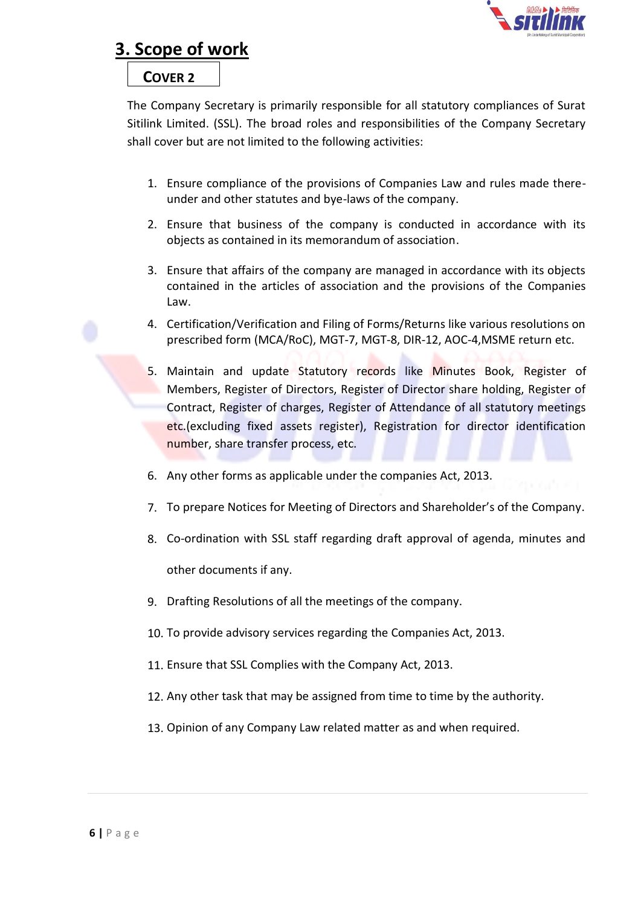## 3. Scope of work

**COVER 2**

The Company Secretary is primarily responsible for all statutory compliances of Surat Sitilink Limited. (SSL). The broad roles and responsibilities of the Company Secretary shall cover but are not limited to the following activities:

1. Ensure compliance of the provisions of Companies Law and rules made there-under and other statutes and bye-laws of the company.
2. Ensure that business of the company is conducted in accordance with its objects as contained in its memorandum of association.
3. Ensure that affairs of the company are managed in accordance with its objects contained in the articles of association and the provisions of the Companies Law.
4. Certification/Verification and Filing of Forms/Returns like various resolutions on prescribed form (MCA/RoC), MGT-7, MGT-8, DIR-12, AOC-4,MSME return etc.
5. Maintain and update Statutory records like Minutes Book, Register of Members, Register of Directors, Register of Director share holding, Register of Contract, Register of charges, Register of Attendance of all statutory meetings etc.(excluding fixed assets register), Registration for director identification number, share transfer process, etc.
6. Any other forms as applicable under the companies Act, 2013.
7. To prepare Notices for Meeting of Directors and Shareholder's of the Company.
8. Co-ordination with SSL staff regarding draft approval of agenda, minutes and other documents if any.
9. Drafting Resolutions of all the meetings of the company.
10. To provide advisory services regarding the Companies Act, 2013.
11. Ensure that SSL Complies with the Company Act, 2013.
12. Any other task that may be assigned from time to time by the authority.
13. Opinion of any Company Law related matter as and when required.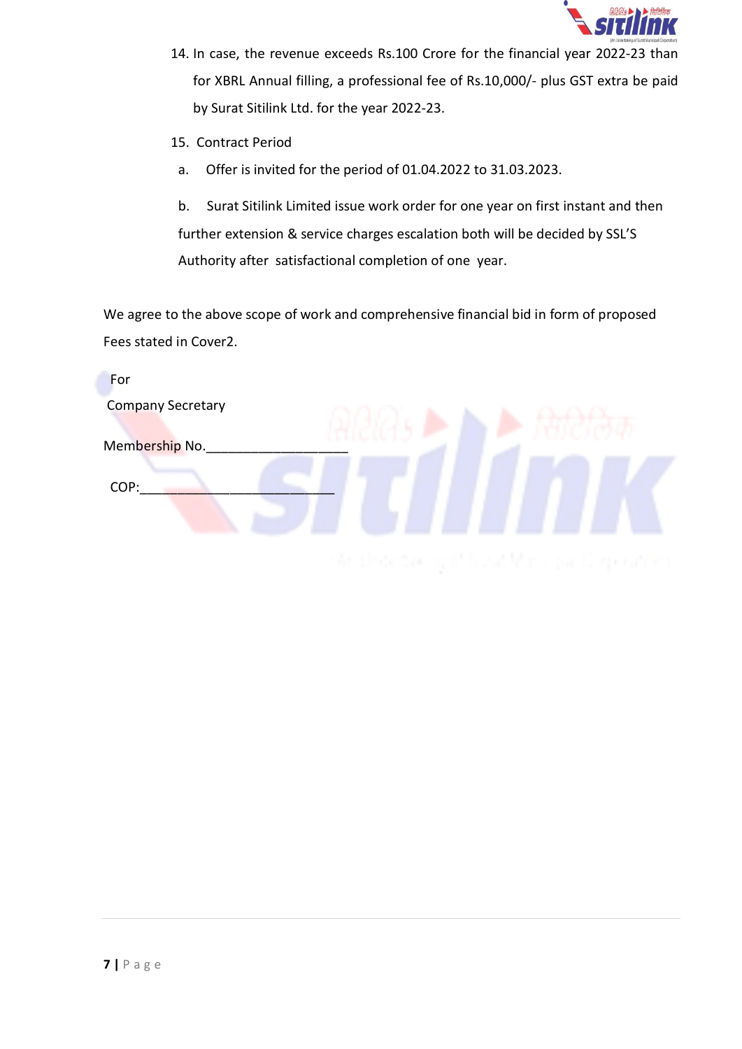14. In case, the revenue exceeds Rs.100 Crore for the financial year 2022-23 than for XBRL Annual filling, a professional fee of Rs.10,000/- plus GST extra be paid by Surat Sitilink Ltd. for the year 2022-23.

15. Contract Period

    a. Offer is invited for the period of 01.04.2022 to 31.03.2023.

    b. Surat Sitilink Limited issue work order for one year on first instant and then further extension & service charges escalation both will be decided by SSL'S Authority after satisfactional completion of one year.

We agree to the above scope of work and comprehensive financial bid in form of proposed Fees stated in Cover2.

For

Company Secretary

Membership No.___________________

COP:___________________________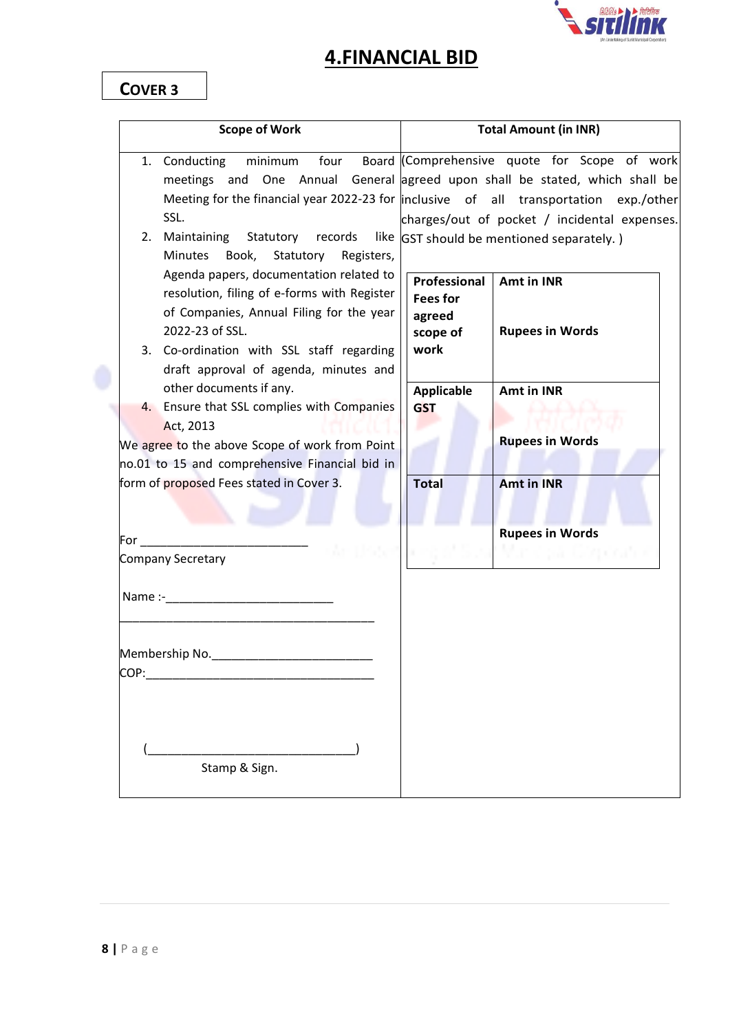# 4.FINANCIAL BID

**COVER 3**

| Scope of Work | Total Amount (in INR) |
|---|---|
| 1. Conducting minimum four Board meetings and One Annual General Meeting for the financial year 2022-23 for SSL.<br>2. Maintaining Statutory records like Minutes Book, Statutory Registers, Agenda papers, documentation related to resolution, filing of e-forms with Register of Companies, Annual Filing for the year 2022-23 of SSL.<br>3. Co-ordination with SSL staff regarding draft approval of agenda, minutes and other documents if any.<br>4. Ensure that SSL complies with Companies Act, 2013<br><br>We agree to the above Scope of work from Point no.01 to 15 and comprehensive Financial bid in form of proposed Fees stated in Cover 3.<br><br>For ___________________________<br>Company Secretary<br><br>Name :-___________________________<br>_____________________________________________<br><br>Membership No.___________________________<br>COP:_________________________________________<br><br>(_________________________________)<br>Stamp & Sign. | (Comprehensive quote for Scope of work agreed upon shall be stated, which shall be inclusive of all transportation exp./other charges/out of pocket / incidental expenses. GST should be mentioned separately. ) |

| | |
|---|---|
| **Professional Fees for agreed scope of work** | **Amt in INR**<br><br>**Rupees in Words** |
| **Applicable GST** | **Amt in INR**<br><br>**Rupees in Words** |
| **Total** | **Amt in INR**<br><br>**Rupees in Words** |